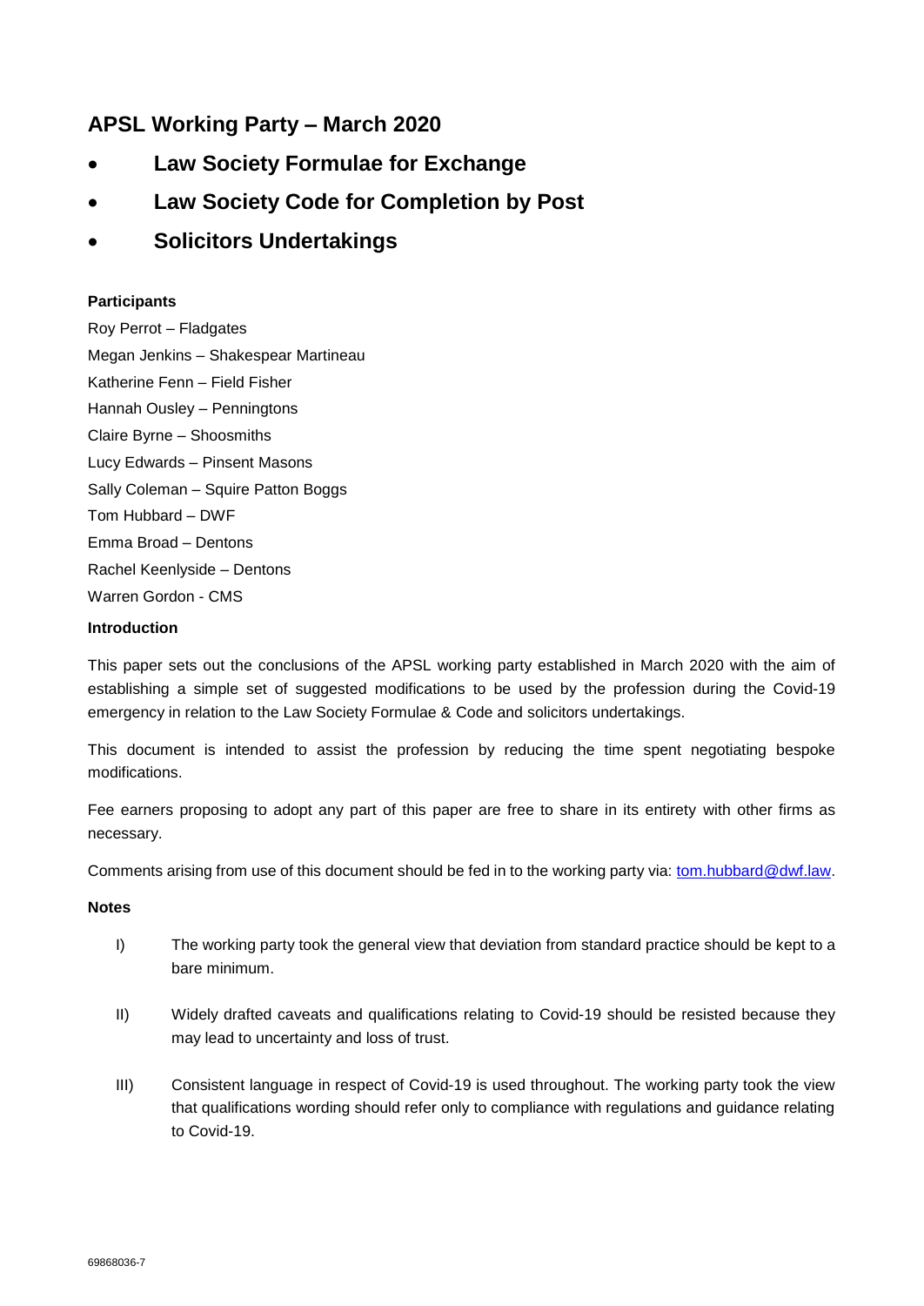## APSL Working Party – March 2020

- **Law Society Formulae for Exchange**
- **Law Society Code for Completion by Post**
- **Solicitors Undertakings**

**Participants**

Roy Perrot – Fladgates

Megan Jenkins – Shakespear Martineau

Katherine Fenn – Field Fisher

Hannah Ousley – Penningtons

Claire Byrne – Shoosmiths

Lucy Edwards – Pinsent Masons

Sally Coleman – Squire Patton Boggs

Tom Hubbard – DWF

Emma Broad – Dentons

Rachel Keenlyside – Dentons

Warren Gordon - CMS

**Introduction**

This paper sets out the conclusions of the APSL working party established in March 2020 with the aim of establishing a simple set of suggested modifications to be used by the profession during the Covid-19 emergency in relation to the Law Society Formulae & Code and solicitors undertakings.

This document is intended to assist the profession by reducing the time spent negotiating bespoke modifications.

Fee earners proposing to adopt any part of this paper are free to share in its entirety with other firms as necessary.

Comments arising from use of this document should be fed in to the working party via: tom.hubbard@dwf.law.

**Notes**

I) The working party took the general view that deviation from standard practice should be kept to a bare minimum.

II) Widely drafted caveats and qualifications relating to Covid-19 should be resisted because they may lead to uncertainty and loss of trust.

III) Consistent language in respect of Covid-19 is used throughout. The working party took the view that qualifications wording should refer only to compliance with regulations and guidance relating to Covid-19.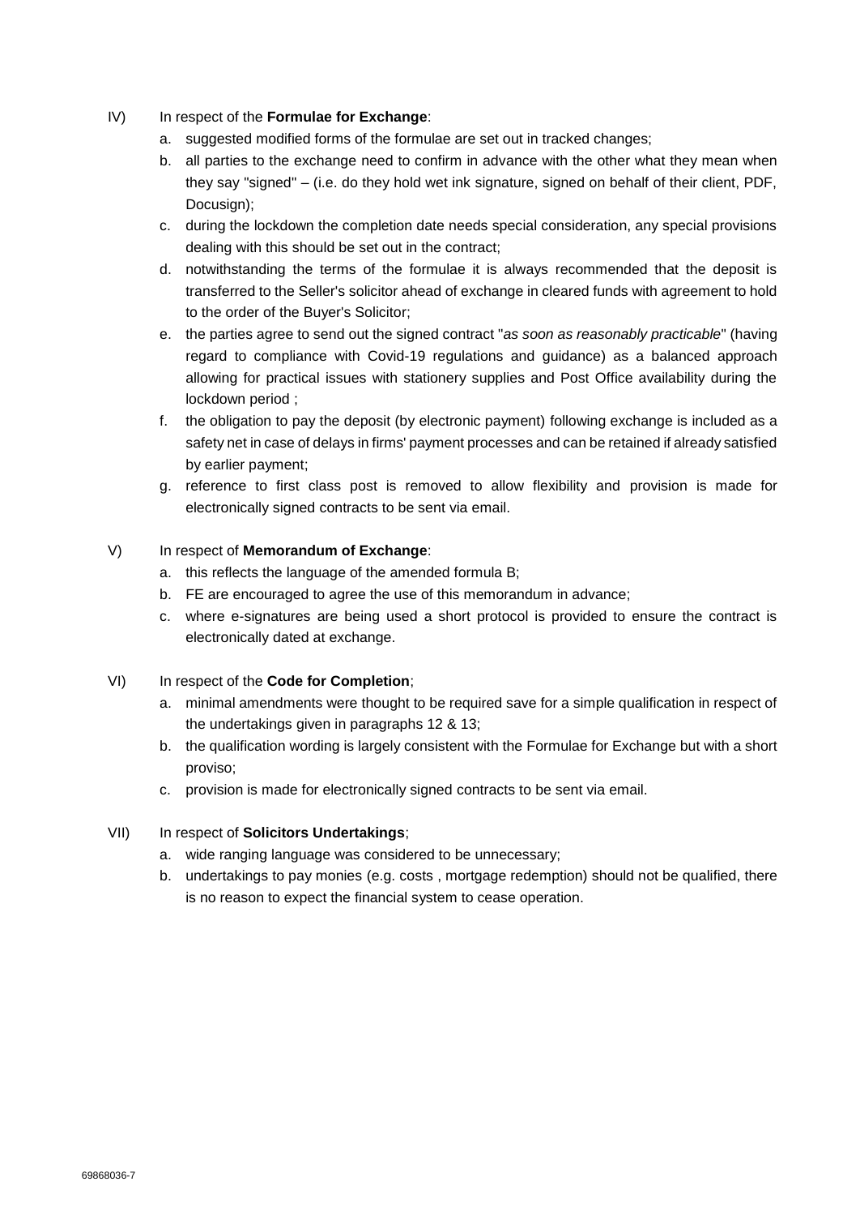IV) In respect of the **Formulae for Exchange**:

a. suggested modified forms of the formulae are set out in tracked changes;

b. all parties to the exchange need to confirm in advance with the other what they mean when they say "signed" – (i.e. do they hold wet ink signature, signed on behalf of their client, PDF, Docusign);

c. during the lockdown the completion date needs special consideration, any special provisions dealing with this should be set out in the contract;

d. notwithstanding the terms of the formulae it is always recommended that the deposit is transferred to the Seller's solicitor ahead of exchange in cleared funds with agreement to hold to the order of the Buyer's Solicitor;

e. the parties agree to send out the signed contract "*as soon as reasonably practicable*" (having regard to compliance with Covid-19 regulations and guidance) as a balanced approach allowing for practical issues with stationery supplies and Post Office availability during the lockdown period ;

f. the obligation to pay the deposit (by electronic payment) following exchange is included as a safety net in case of delays in firms' payment processes and can be retained if already satisfied by earlier payment;

g. reference to first class post is removed to allow flexibility and provision is made for electronically signed contracts to be sent via email.

V) In respect of **Memorandum of Exchange**:

a. this reflects the language of the amended formula B;

b. FE are encouraged to agree the use of this memorandum in advance;

c. where e-signatures are being used a short protocol is provided to ensure the contract is electronically dated at exchange.

VI) In respect of the **Code for Completion**;

a. minimal amendments were thought to be required save for a simple qualification in respect of the undertakings given in paragraphs 12 & 13;

b. the qualification wording is largely consistent with the Formulae for Exchange but with a short proviso;

c. provision is made for electronically signed contracts to be sent via email.

VII) In respect of **Solicitors Undertakings**;

a. wide ranging language was considered to be unnecessary;

b. undertakings to pay monies (e.g. costs , mortgage redemption) should not be qualified, there is no reason to expect the financial system to cease operation.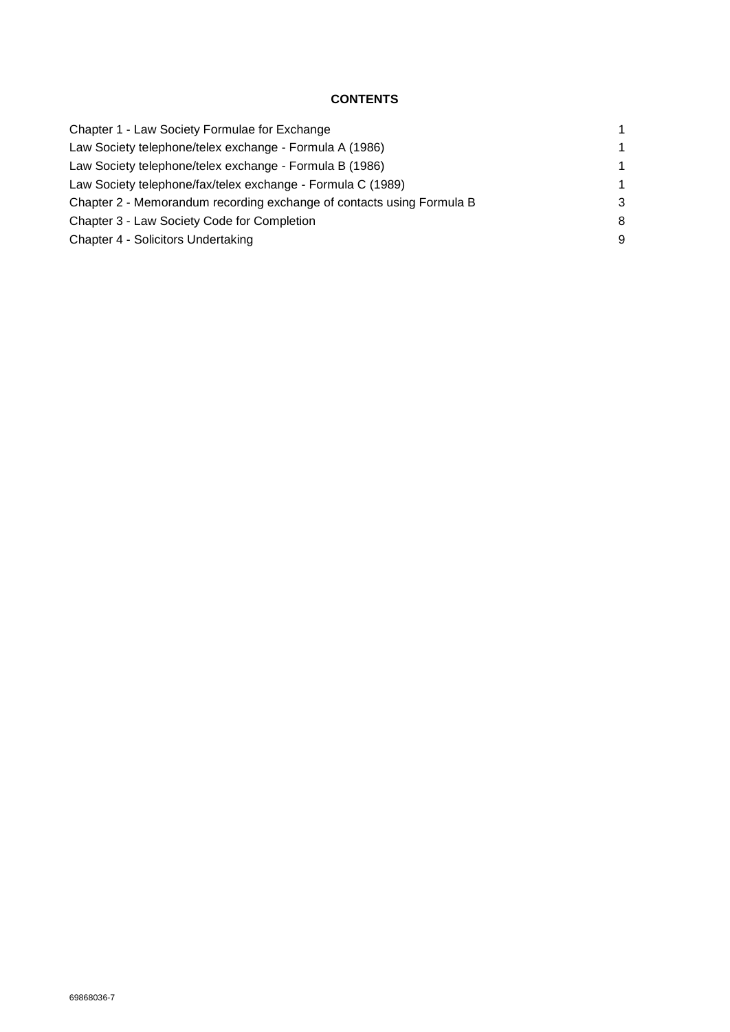**CONTENTS**

| | |
|---|---|
| Chapter 1 - Law Society Formulae for Exchange | 1 |
| Law Society telephone/telex exchange - Formula A (1986) | 1 |
| Law Society telephone/telex exchange - Formula B (1986) | 1 |
| Law Society telephone/fax/telex exchange - Formula C (1989) | 1 |
| Chapter 2 - Memorandum recording exchange of contacts using Formula B | 3 |
| Chapter 3 - Law Society Code for Completion | 8 |
| Chapter 4 - Solicitors Undertaking | 9 |

69868036-7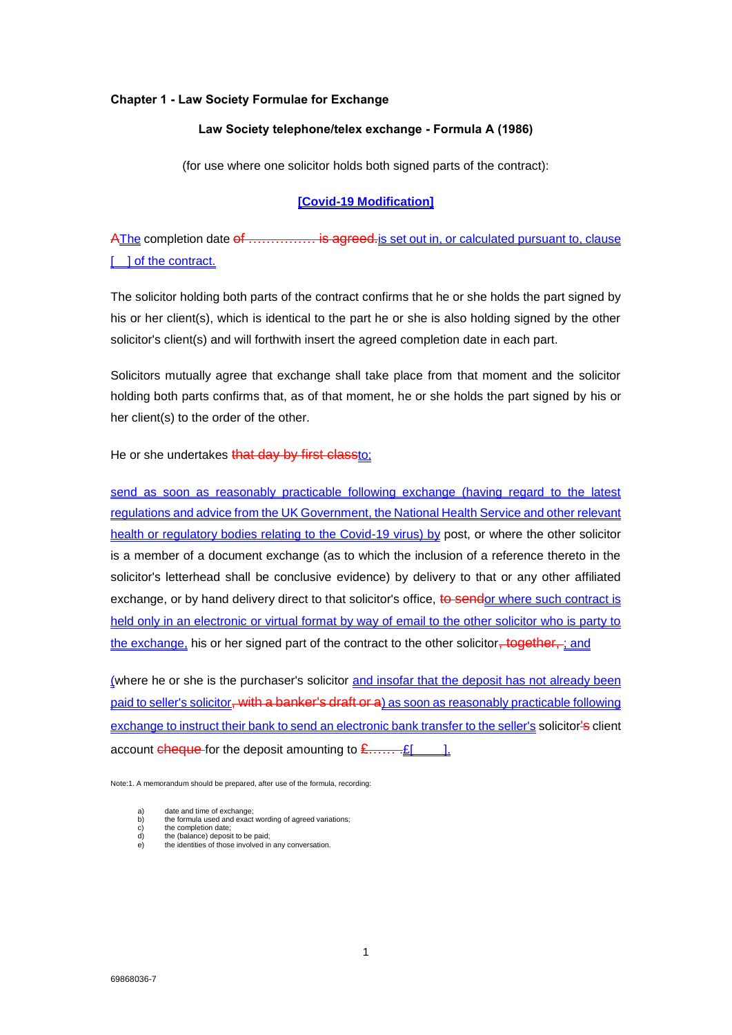**Chapter 1 - Law Society Formulae for Exchange**

**Law Society telephone/telex exchange - Formula A (1986)**

(for use where one solicitor holds both signed parts of the contract):

**[Covid-19 Modification]**

~~A~~The completion date ~~of …………… is agreed.~~is set out in, or calculated pursuant to, clause [ ] of the contract.

The solicitor holding both parts of the contract confirms that he or she holds the part signed by his or her client(s), which is identical to the part he or she is also holding signed by the other solicitor's client(s) and will forthwith insert the agreed completion date in each part.

Solicitors mutually agree that exchange shall take place from that moment and the solicitor holding both parts confirms that, as of that moment, he or she holds the part signed by his or her client(s) to the order of the other.

He or she undertakes ~~that day by first class~~to:

send as soon as reasonably practicable following exchange (having regard to the latest regulations and advice from the UK Government, the National Health Service and other relevant health or regulatory bodies relating to the Covid-19 virus) by post, or where the other solicitor is a member of a document exchange (as to which the inclusion of a reference thereto in the solicitor's letterhead shall be conclusive evidence) by delivery to that or any other affiliated exchange, or by hand delivery direct to that solicitor's office, ~~to send~~or where such contract is held only in an electronic or virtual format by way of email to the other solicitor who is party to the exchange, his or her signed part of the contract to the other solicitor~~, together, ~~; and

(where he or she is the purchaser's solicitor and insofar that the deposit has not already been paid to seller's solicitor~~, with a banker's draft or a~~) as soon as reasonably practicable following exchange to instruct their bank to send an electronic bank transfer to the seller's solicitor~~'s~~ client account ~~cheque~~ for the deposit amounting to ~~£…….~~£[ ].

Note:1. A memorandum should be prepared, after use of the formula, recording:

a) date and time of exchange;
b) the formula used and exact wording of agreed variations;
c) the completion date;
d) the (balance) deposit to be paid;
e) the identities of those involved in any conversation.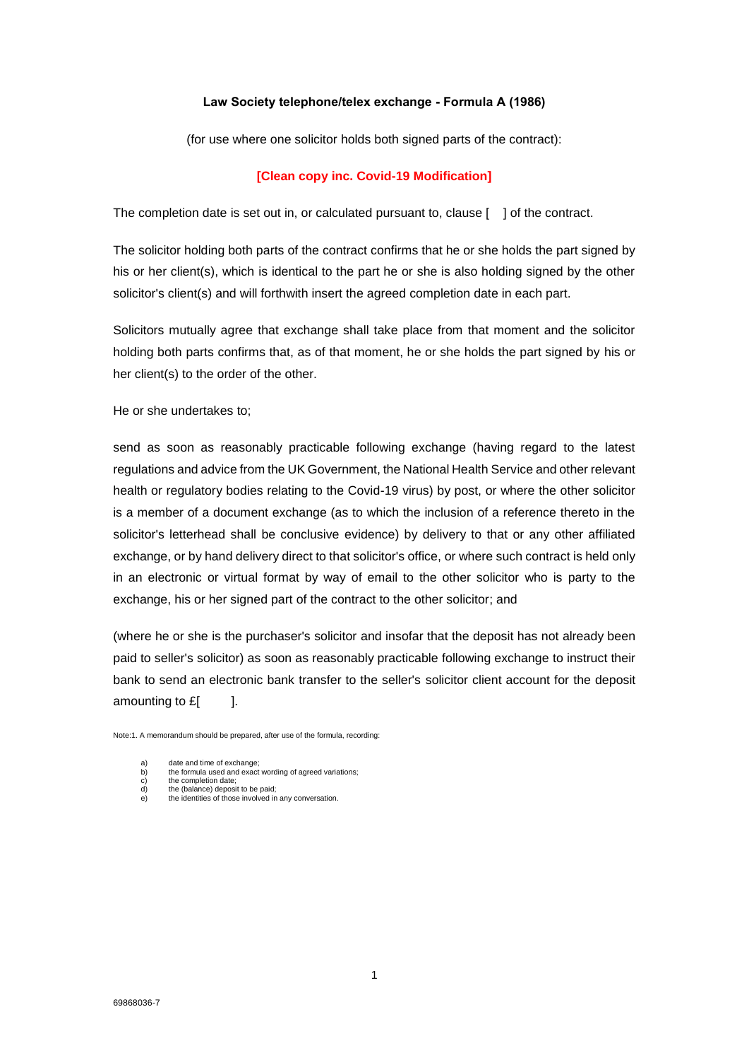**Law Society telephone/telex exchange - Formula A (1986)**

(for use where one solicitor holds both signed parts of the contract):

**[Clean copy inc. Covid-19 Modification]**

The completion date is set out in, or calculated pursuant to, clause [ ] of the contract.

The solicitor holding both parts of the contract confirms that he or she holds the part signed by his or her client(s), which is identical to the part he or she is also holding signed by the other solicitor's client(s) and will forthwith insert the agreed completion date in each part.

Solicitors mutually agree that exchange shall take place from that moment and the solicitor holding both parts confirms that, as of that moment, he or she holds the part signed by his or her client(s) to the order of the other.

He or she undertakes to;

send as soon as reasonably practicable following exchange (having regard to the latest regulations and advice from the UK Government, the National Health Service and other relevant health or regulatory bodies relating to the Covid-19 virus) by post, or where the other solicitor is a member of a document exchange (as to which the inclusion of a reference thereto in the solicitor's letterhead shall be conclusive evidence) by delivery to that or any other affiliated exchange, or by hand delivery direct to that solicitor's office, or where such contract is held only in an electronic or virtual format by way of email to the other solicitor who is party to the exchange, his or her signed part of the contract to the other solicitor; and

(where he or she is the purchaser's solicitor and insofar that the deposit has not already been paid to seller's solicitor) as soon as reasonably practicable following exchange to instruct their bank to send an electronic bank transfer to the seller's solicitor client account for the deposit amounting to £[ ].

Note:1. A memorandum should be prepared, after use of the formula, recording:

a) date and time of exchange;
b) the formula used and exact wording of agreed variations;
c) the completion date;
d) the (balance) deposit to be paid;
e) the identities of those involved in any conversation.

69868036-7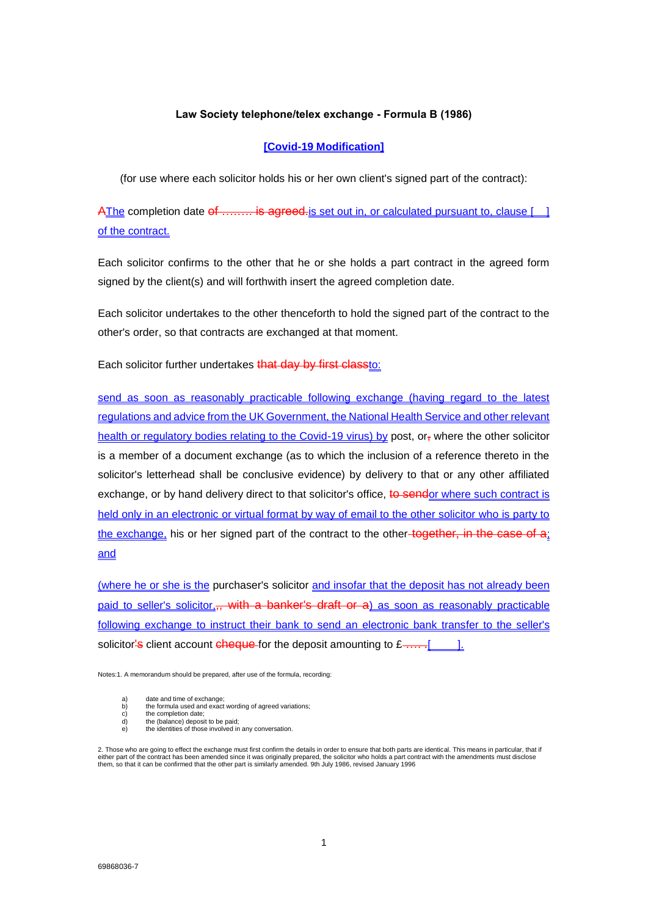**Law Society telephone/telex exchange - Formula B (1986)**

**[Covid-19 Modification]**

(for use where each solicitor holds his or her own client's signed part of the contract):

~~A~~The completion date ~~of ……… is agreed.~~is set out in, or calculated pursuant to, clause [ ] of the contract.

Each solicitor confirms to the other that he or she holds a part contract in the agreed form signed by the client(s) and will forthwith insert the agreed completion date.

Each solicitor undertakes to the other thenceforth to hold the signed part of the contract to the other's order, so that contracts are exchanged at that moment.

Each solicitor further undertakes ~~that day by first class~~to:

send as soon as reasonably practicable following exchange (having regard to the latest regulations and advice from the UK Government, the National Health Service and other relevant health or regulatory bodies relating to the Covid-19 virus) by post, or~~,~~ where the other solicitor is a member of a document exchange (as to which the inclusion of a reference thereto in the solicitor's letterhead shall be conclusive evidence) by delivery to that or any other affiliated exchange, or by hand delivery direct to that solicitor's office, ~~to send~~or where such contract is held only in an electronic or virtual format by way of email to the other solicitor who is party to the exchange, his or her signed part of the contract to the other ~~together, in the case of a~~; and

(where he or she is the purchaser's solicitor and insofar that the deposit has not already been paid to seller's solicitor,~~, with a banker's draft or a~~) as soon as reasonably practicable following exchange to instruct their bank to send an electronic bank transfer to the seller's solicitor~~'s~~ client account ~~cheque~~ for the deposit amounting to £~~……~~[ ].

Notes:1. A memorandum should be prepared, after use of the formula, recording:

a) date and time of exchange;
b) the formula used and exact wording of agreed variations;
c) the completion date;
d) the (balance) deposit to be paid;
e) the identities of those involved in any conversation.

2. Those who are going to effect the exchange must first confirm the details in order to ensure that both parts are identical. This means in particular, that if either part of the contract has been amended since it was originally prepared, the solicitor who holds a part contract with the amendments must disclose them, so that it can be confirmed that the other part is similarly amended. 9th July 1986, revised January 1996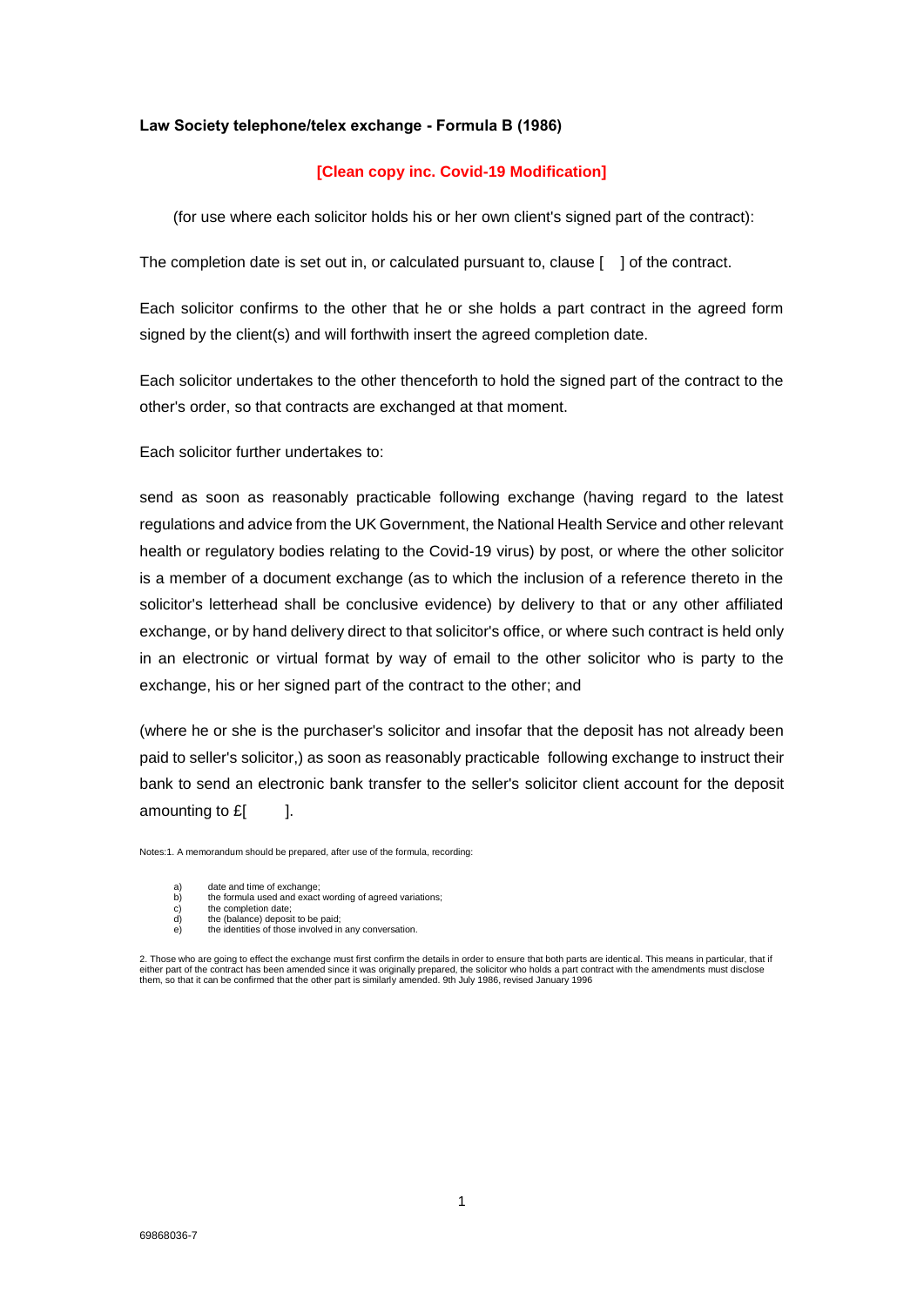**Law Society telephone/telex exchange - Formula B (1986)**

**[Clean copy inc. Covid-19 Modification]**

(for use where each solicitor holds his or her own client's signed part of the contract):

The completion date is set out in, or calculated pursuant to, clause [ ] of the contract.

Each solicitor confirms to the other that he or she holds a part contract in the agreed form signed by the client(s) and will forthwith insert the agreed completion date.

Each solicitor undertakes to the other thenceforth to hold the signed part of the contract to the other's order, so that contracts are exchanged at that moment.

Each solicitor further undertakes to:

send as soon as reasonably practicable following exchange (having regard to the latest regulations and advice from the UK Government, the National Health Service and other relevant health or regulatory bodies relating to the Covid-19 virus) by post, or where the other solicitor is a member of a document exchange (as to which the inclusion of a reference thereto in the solicitor's letterhead shall be conclusive evidence) by delivery to that or any other affiliated exchange, or by hand delivery direct to that solicitor's office, or where such contract is held only in an electronic or virtual format by way of email to the other solicitor who is party to the exchange, his or her signed part of the contract to the other; and

(where he or she is the purchaser's solicitor and insofar that the deposit has not already been paid to seller's solicitor,) as soon as reasonably practicable following exchange to instruct their bank to send an electronic bank transfer to the seller's solicitor client account for the deposit amounting to £[ ].

Notes:1. A memorandum should be prepared, after use of the formula, recording:

a) date and time of exchange;
b) the formula used and exact wording of agreed variations;
c) the completion date;
d) the (balance) deposit to be paid;
e) the identities of those involved in any conversation.

2. Those who are going to effect the exchange must first confirm the details in order to ensure that both parts are identical. This means in particular, that if either part of the contract has been amended since it was originally prepared, the solicitor who holds a part contract with the amendments must disclose them, so that it can be confirmed that the other part is similarly amended. 9th July 1986, revised January 1996

69868036-7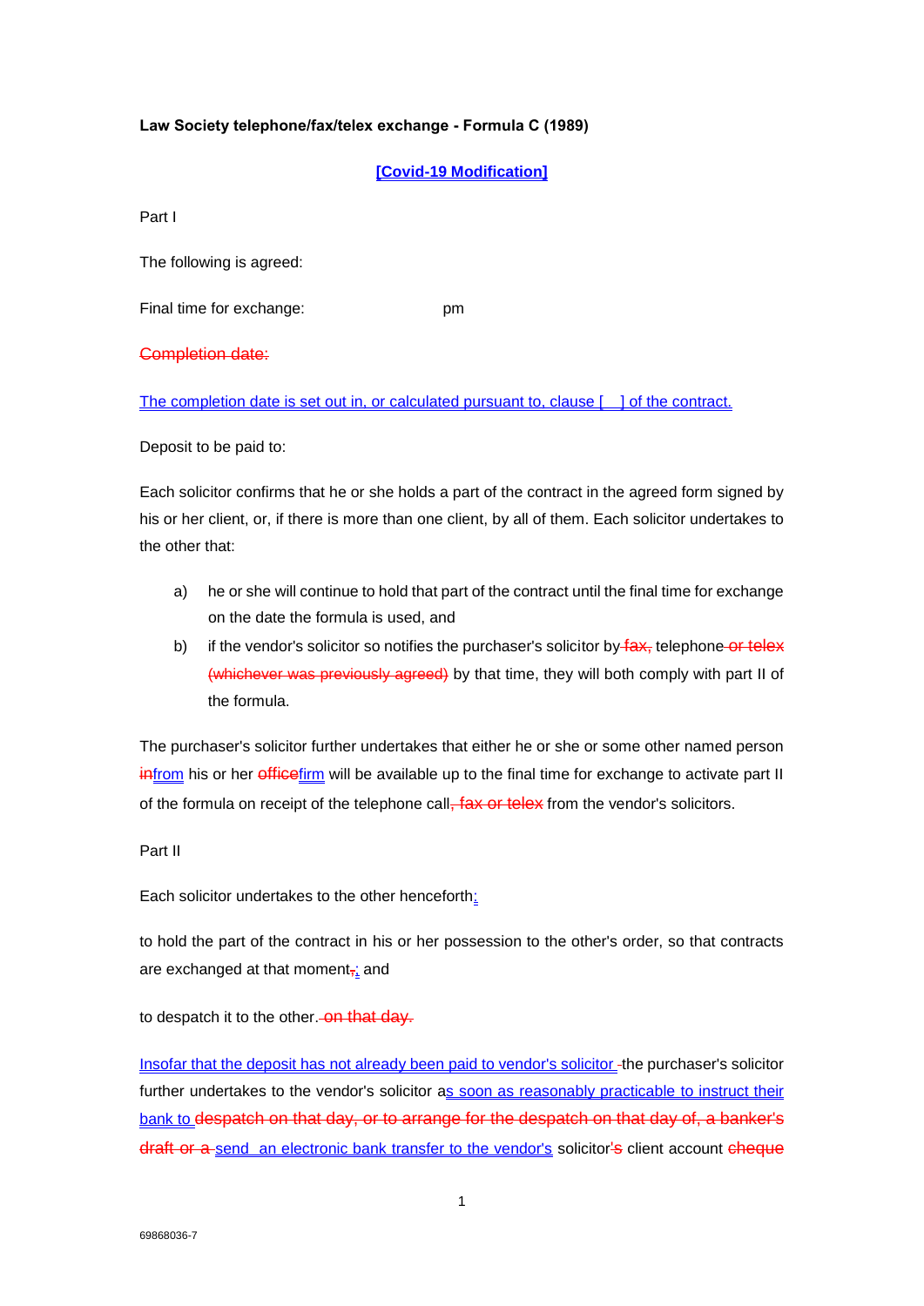**Law Society telephone/fax/telex exchange - Formula C (1989)**

**<u>[Covid-19 Modification]</u>**

Part I

The following is agreed:

Final time for exchange: pm

~~Completion date:~~

<u>The completion date is set out in, or calculated pursuant to, clause [ ] of the contract.</u>

Deposit to be paid to:

Each solicitor confirms that he or she holds a part of the contract in the agreed form signed by his or her client, or, if there is more than one client, by all of them. Each solicitor undertakes to the other that:

a) he or she will continue to hold that part of the contract until the final time for exchange on the date the formula is used, and

b) if the vendor's solicitor so notifies the purchaser's solicitor by ~~fax,~~ telephone ~~or telex (whichever was previously agreed)~~ by that time, they will both comply with part II of the formula.

The purchaser's solicitor further undertakes that either he or she or some other named person ~~in~~<u>from</u> his or her ~~office~~<u>firm</u> will be available up to the final time for exchange to activate part II of the formula on receipt of the telephone call~~, fax or telex~~ from the vendor's solicitors.

Part II

Each solicitor undertakes to the other henceforth<u>:</u>

to hold the part of the contract in his or her possession to the other's order, so that contracts are exchanged at that moment~~,~~<u>;</u> and

to despatch it to the other. ~~on that day.~~

<u>Insofar that the deposit has not already been paid to vendor's solicitor</u> the purchaser's solicitor further undertakes to the vendor's solicitor a<u>s soon as reasonably practicable to instruct their bank to</u> ~~despatch on that day, or to arrange for the despatch on that day of, a banker's draft or a~~ <u>send an electronic bank transfer to the vendor's</u> solicitor~~'s~~ client account ~~cheque~~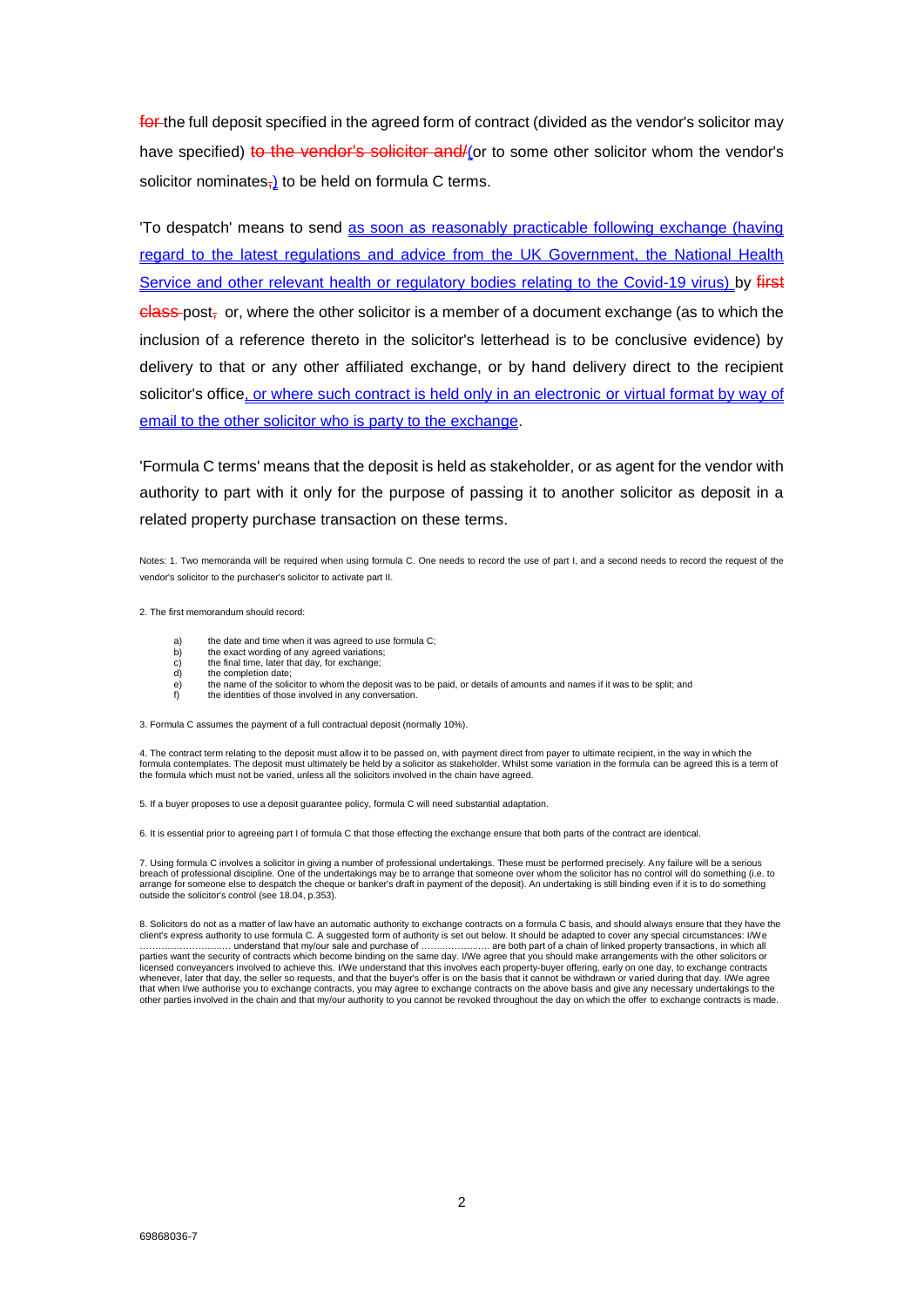~~for~~ the full deposit specified in the agreed form of contract (divided as the vendor's solicitor may have specified) ~~to the vendor's solicitor and/~~(or to some other solicitor whom the vendor's solicitor nominates~~,~~) to be held on formula C terms.

'To despatch' means to send as soon as reasonably practicable following exchange (having regard to the latest regulations and advice from the UK Government, the National Health Service and other relevant health or regulatory bodies relating to the Covid-19 virus) by ~~first class~~ post~~,~~ or, where the other solicitor is a member of a document exchange (as to which the inclusion of a reference thereto in the solicitor's letterhead is to be conclusive evidence) by delivery to that or any other affiliated exchange, or by hand delivery direct to the recipient solicitor's office, or where such contract is held only in an electronic or virtual format by way of email to the other solicitor who is party to the exchange.

'Formula C terms' means that the deposit is held as stakeholder, or as agent for the vendor with authority to part with it only for the purpose of passing it to another solicitor as deposit in a related property purchase transaction on these terms.

Notes: 1. Two memoranda will be required when using formula C. One needs to record the use of part I, and a second needs to record the request of the vendor's solicitor to the purchaser's solicitor to activate part II.

2. The first memorandum should record:

a) the date and time when it was agreed to use formula C;
b) the exact wording of any agreed variations;
c) the final time, later that day, for exchange;
d) the completion date;
e) the name of the solicitor to whom the deposit was to be paid, or details of amounts and names if it was to be split; and
f) the identities of those involved in any conversation.

3. Formula C assumes the payment of a full contractual deposit (normally 10%).

4. The contract term relating to the deposit must allow it to be passed on, with payment direct from payer to ultimate recipient, in the way in which the formula contemplates. The deposit must ultimately be held by a solicitor as stakeholder. Whilst some variation in the formula can be agreed this is a term of the formula which must not be varied, unless all the solicitors involved in the chain have agreed.

5. If a buyer proposes to use a deposit guarantee policy, formula C will need substantial adaptation.

6. It is essential prior to agreeing part I of formula C that those effecting the exchange ensure that both parts of the contract are identical.

7. Using formula C involves a solicitor in giving a number of professional undertakings. These must be performed precisely. Any failure will be a serious breach of professional discipline. One of the undertakings may be to arrange that someone over whom the solicitor has no control will do something (i.e. to arrange for someone else to despatch the cheque or banker's draft in payment of the deposit). An undertaking is still binding even if it is to do something outside the solicitor's control (see 18.04, p.353).

8. Solicitors do not as a matter of law have an automatic authority to exchange contracts on a formula C basis, and should always ensure that they have the client's express authority to use formula C. A suggested form of authority is set out below. It should be adapted to cover any special circumstances: I/We ………………………… understand that my/our sale and purchase of ………………… are both part of a chain of linked property transactions, in which all parties want the security of contracts which become binding on the same day. I/We agree that you should make arrangements with the other solicitors or licensed conveyancers involved to achieve this. I/We understand that this involves each property-buyer offering, early on one day, to exchange contracts whenever, later that day, the seller so requests, and that the buyer's offer is on the basis that it cannot be withdrawn or varied during that day. I/We agree that when I/we authorise you to exchange contracts, you may agree to exchange contracts on the above basis and give any necessary undertakings to the other parties involved in the chain and that my/our authority to you cannot be revoked throughout the day on which the offer to exchange contracts is made.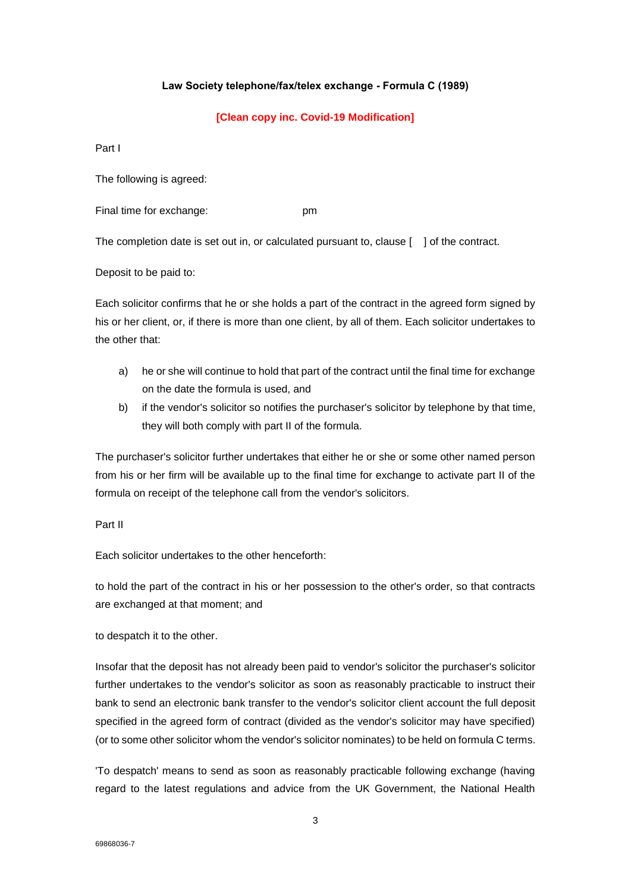**Law Society telephone/fax/telex exchange - Formula C (1989)**

**[Clean copy inc. Covid-19 Modification]**

Part I

The following is agreed:

Final time for exchange: pm

The completion date is set out in, or calculated pursuant to, clause [ ] of the contract.

Deposit to be paid to:

Each solicitor confirms that he or she holds a part of the contract in the agreed form signed by his or her client, or, if there is more than one client, by all of them. Each solicitor undertakes to the other that:

a) he or she will continue to hold that part of the contract until the final time for exchange on the date the formula is used, and
b) if the vendor's solicitor so notifies the purchaser's solicitor by telephone by that time, they will both comply with part II of the formula.

The purchaser's solicitor further undertakes that either he or she or some other named person from his or her firm will be available up to the final time for exchange to activate part II of the formula on receipt of the telephone call from the vendor's solicitors.

Part II

Each solicitor undertakes to the other henceforth:

to hold the part of the contract in his or her possession to the other's order, so that contracts are exchanged at that moment; and

to despatch it to the other.

Insofar that the deposit has not already been paid to vendor's solicitor the purchaser's solicitor further undertakes to the vendor's solicitor as soon as reasonably practicable to instruct their bank to send an electronic bank transfer to the vendor's solicitor client account the full deposit specified in the agreed form of contract (divided as the vendor's solicitor may have specified) (or to some other solicitor whom the vendor's solicitor nominates) to be held on formula C terms.

'To despatch' means to send as soon as reasonably practicable following exchange (having regard to the latest regulations and advice from the UK Government, the National Health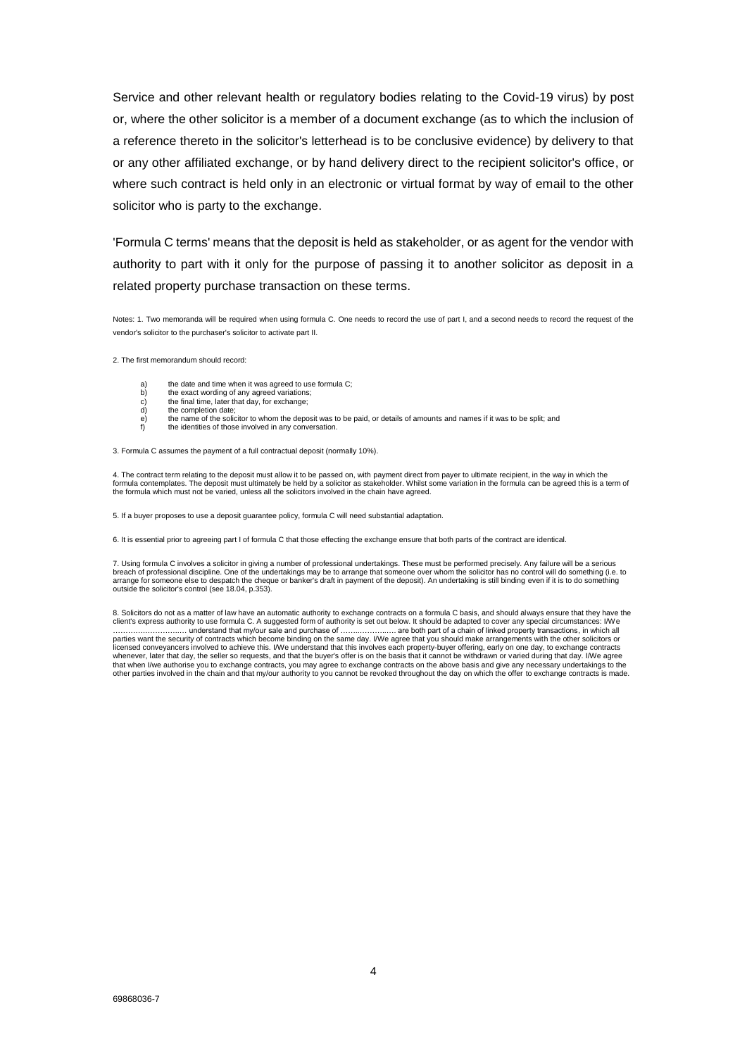Service and other relevant health or regulatory bodies relating to the Covid-19 virus) by post or, where the other solicitor is a member of a document exchange (as to which the inclusion of a reference thereto in the solicitor's letterhead is to be conclusive evidence) by delivery to that or any other affiliated exchange, or by hand delivery direct to the recipient solicitor's office, or where such contract is held only in an electronic or virtual format by way of email to the other solicitor who is party to the exchange.

'Formula C terms' means that the deposit is held as stakeholder, or as agent for the vendor with authority to part with it only for the purpose of passing it to another solicitor as deposit in a related property purchase transaction on these terms.

Notes: 1. Two memoranda will be required when using formula C. One needs to record the use of part I, and a second needs to record the request of the vendor's solicitor to the purchaser's solicitor to activate part II.

2. The first memorandum should record:

a) the date and time when it was agreed to use formula C;
b) the exact wording of any agreed variations;
c) the final time, later that day, for exchange;
d) the completion date;
e) the name of the solicitor to whom the deposit was to be paid, or details of amounts and names if it was to be split; and
f) the identities of those involved in any conversation.

3. Formula C assumes the payment of a full contractual deposit (normally 10%).

4. The contract term relating to the deposit must allow it to be passed on, with payment direct from payer to ultimate recipient, in the way in which the formula contemplates. The deposit must ultimately be held by a solicitor as stakeholder. Whilst some variation in the formula can be agreed this is a term of the formula which must not be varied, unless all the solicitors involved in the chain have agreed.

5. If a buyer proposes to use a deposit guarantee policy, formula C will need substantial adaptation.

6. It is essential prior to agreeing part I of formula C that those effecting the exchange ensure that both parts of the contract are identical.

7. Using formula C involves a solicitor in giving a number of professional undertakings. These must be performed precisely. Any failure will be a serious breach of professional discipline. One of the undertakings may be to arrange that someone over whom the solicitor has no control will do something (i.e. to arrange for someone else to despatch the cheque or banker's draft in payment of the deposit). An undertaking is still binding even if it is to do something outside the solicitor's control (see 18.04, p.353).

8. Solicitors do not as a matter of law have an automatic authority to exchange contracts on a formula C basis, and should always ensure that they have the client's express authority to use formula C. A suggested form of authority is set out below. It should be adapted to cover any special circumstances: I/We ………………………… understand that my/our sale and purchase of …………………… are both part of a chain of linked property transactions, in which all parties want the security of contracts which become binding on the same day. I/We agree that you should make arrangements with the other solicitors or licensed conveyancers involved to achieve this. I/We understand that this involves each property-buyer offering, early on one day, to exchange contracts whenever, later that day, the seller so requests, and that the buyer's offer is on the basis that it cannot be withdrawn or varied during that day. I/We agree that when I/we authorise you to exchange contracts, you may agree to exchange contracts on the above basis and give any necessary undertakings to the other parties involved in the chain and that my/our authority to you cannot be revoked throughout the day on which the offer to exchange contracts is made.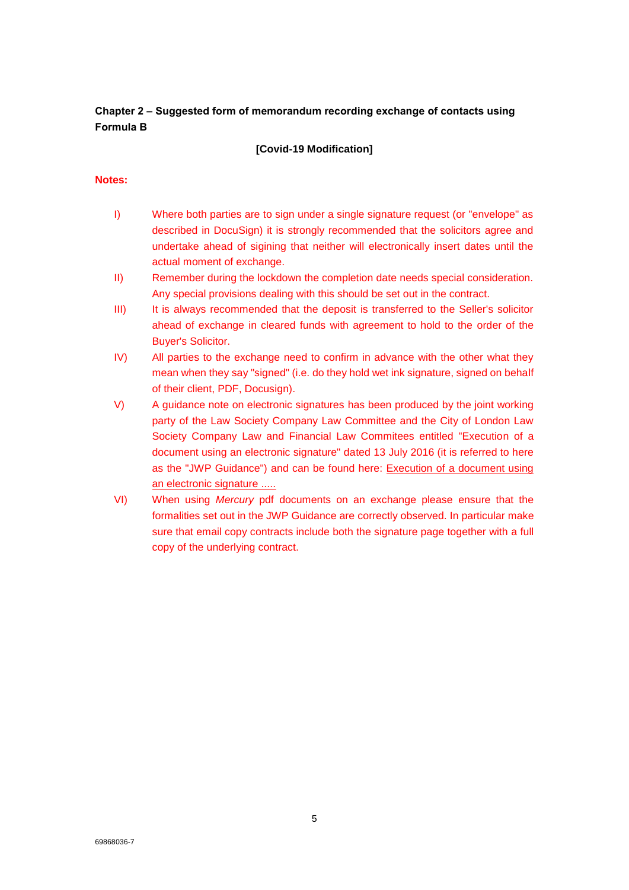## Chapter 2 – Suggested form of memorandum recording exchange of contacts using Formula B

**[Covid-19 Modification]**

**Notes:**

I) Where both parties are to sign under a single signature request (or "envelope" as described in DocuSign) it is strongly recommended that the solicitors agree and undertake ahead of sigining that neither will electronically insert dates until the actual moment of exchange.

II) Remember during the lockdown the completion date needs special consideration. Any special provisions dealing with this should be set out in the contract.

III) It is always recommended that the deposit is transferred to the Seller's solicitor ahead of exchange in cleared funds with agreement to hold to the order of the Buyer's Solicitor.

IV) All parties to the exchange need to confirm in advance with the other what they mean when they say "signed" (i.e. do they hold wet ink signature, signed on behalf of their client, PDF, Docusign).

V) A guidance note on electronic signatures has been produced by the joint working party of the Law Society Company Law Committee and the City of London Law Society Company Law and Financial Law Commitees entitled "Execution of a document using an electronic signature" dated 13 July 2016 (it is referred to here as the "JWP Guidance") and can be found here: Execution of a document using an electronic signature .....

VI) When using *Mercury* pdf documents on an exchange please ensure that the formalities set out in the JWP Guidance are correctly observed. In particular make sure that email copy contracts include both the signature page together with a full copy of the underlying contract.

69868036-7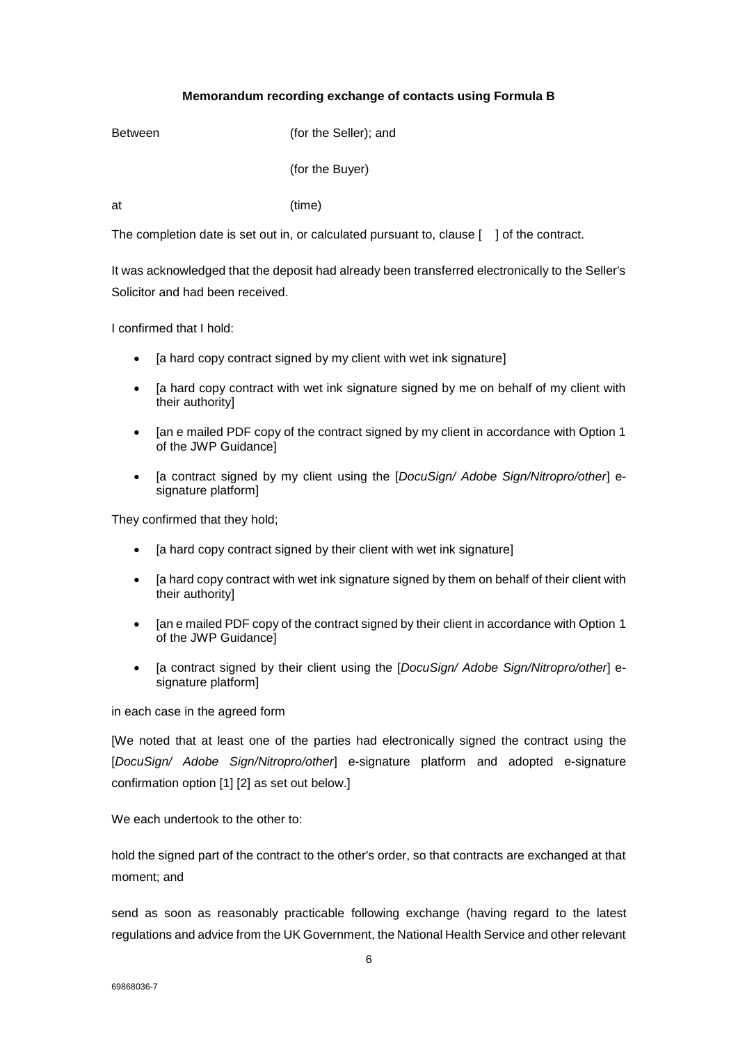**Memorandum recording exchange of contacts using Formula B**

Between (for the Seller); and

(for the Buyer)

at (time)

The completion date is set out in, or calculated pursuant to, clause [ ] of the contract.

It was acknowledged that the deposit had already been transferred electronically to the Seller's Solicitor and had been received.

I confirmed that I hold:

- [a hard copy contract signed by my client with wet ink signature]
- [a hard copy contract with wet ink signature signed by me on behalf of my client with their authority]
- [an e mailed PDF copy of the contract signed by my client in accordance with Option 1 of the JWP Guidance]
- [a contract signed by my client using the [*DocuSign/ Adobe Sign/Nitropro/other*] e-signature platform]

They confirmed that they hold;

- [a hard copy contract signed by their client with wet ink signature]
- [a hard copy contract with wet ink signature signed by them on behalf of their client with their authority]
- [an e mailed PDF copy of the contract signed by their client in accordance with Option 1 of the JWP Guidance]
- [a contract signed by their client using the [*DocuSign/ Adobe Sign/Nitropro/other*] e-signature platform]

in each case in the agreed form

[We noted that at least one of the parties had electronically signed the contract using the [*DocuSign/ Adobe Sign/Nitropro/other*] e-signature platform and adopted e-signature confirmation option [1] [2] as set out below.]

We each undertook to the other to:

hold the signed part of the contract to the other's order, so that contracts are exchanged at that moment; and

send as soon as reasonably practicable following exchange (having regard to the latest regulations and advice from the UK Government, the National Health Service and other relevant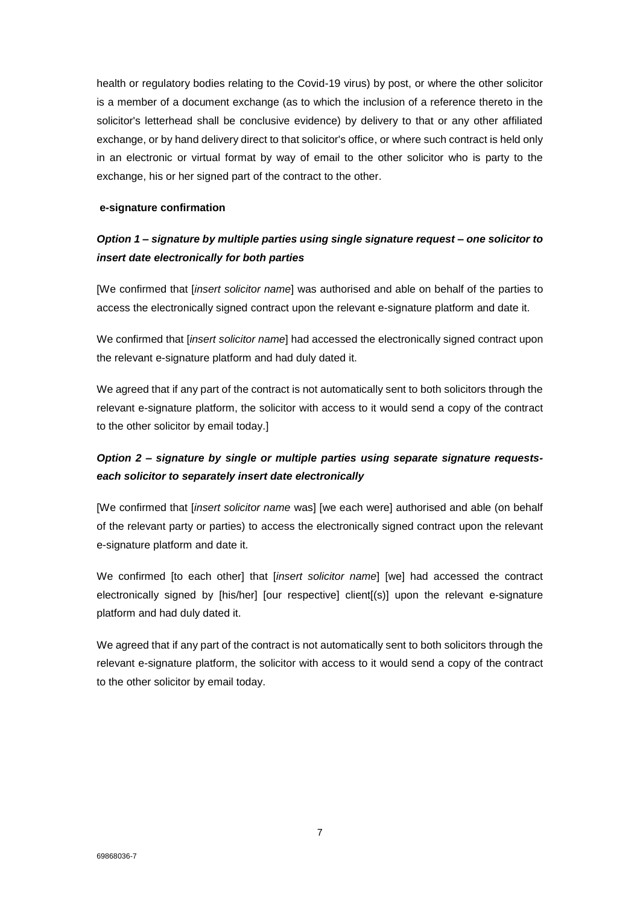health or regulatory bodies relating to the Covid-19 virus) by post, or where the other solicitor is a member of a document exchange (as to which the inclusion of a reference thereto in the solicitor's letterhead shall be conclusive evidence) by delivery to that or any other affiliated exchange, or by hand delivery direct to that solicitor's office, or where such contract is held only in an electronic or virtual format by way of email to the other solicitor who is party to the exchange, his or her signed part of the contract to the other.

**e-signature confirmation**

***Option 1 – signature by multiple parties using single signature request – one solicitor to insert date electronically for both parties***

[We confirmed that [*insert solicitor name*] was authorised and able on behalf of the parties to access the electronically signed contract upon the relevant e-signature platform and date it.

We confirmed that [*insert solicitor name*] had accessed the electronically signed contract upon the relevant e-signature platform and had duly dated it.

We agreed that if any part of the contract is not automatically sent to both solicitors through the relevant e-signature platform, the solicitor with access to it would send a copy of the contract to the other solicitor by email today.]

***Option 2 – signature by single or multiple parties using separate signature requests- each solicitor to separately insert date electronically***

[We confirmed that [*insert solicitor name* was] [we each were] authorised and able (on behalf of the relevant party or parties) to access the electronically signed contract upon the relevant e-signature platform and date it.

We confirmed [to each other] that [*insert solicitor name*] [we] had accessed the contract electronically signed by [his/her] [our respective] client[(s)] upon the relevant e-signature platform and had duly dated it.

We agreed that if any part of the contract is not automatically sent to both solicitors through the relevant e-signature platform, the solicitor with access to it would send a copy of the contract to the other solicitor by email today.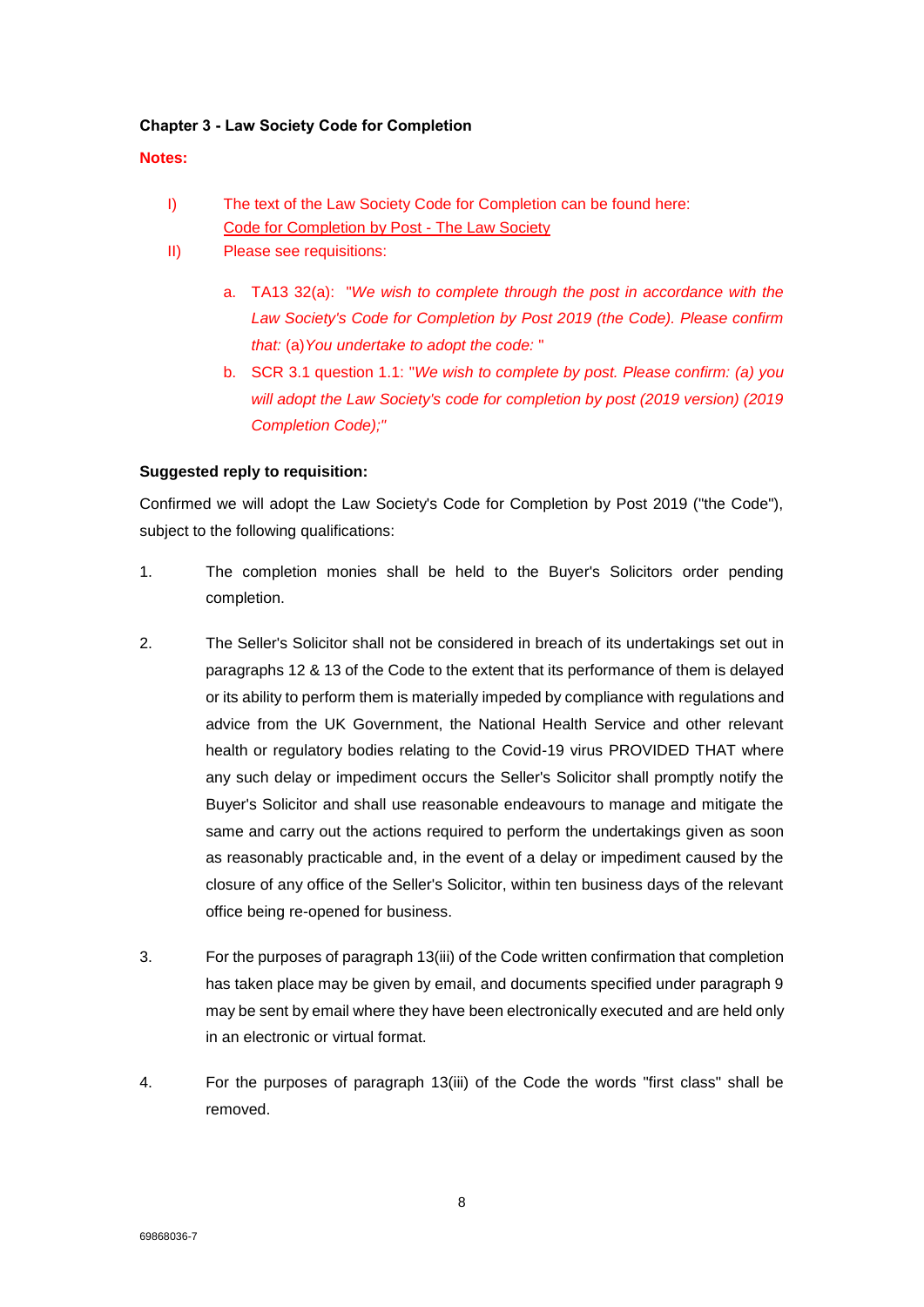**Chapter 3 - Law Society Code for Completion**

**Notes:**

I) The text of the Law Society Code for Completion can be found here: [Code for Completion by Post - The Law Society]

II) Please see requisitions:

a. TA13 32(a): "*We wish to complete through the post in accordance with the Law Society's Code for Completion by Post 2019 (the Code). Please confirm that:* (a)*You undertake to adopt the code:* "

b. SCR 3.1 question 1.1: "*We wish to complete by post. Please confirm: (a) you will adopt the Law Society's code for completion by post (2019 version) (2019 Completion Code);*"

**Suggested reply to requisition:**

Confirmed we will adopt the Law Society's Code for Completion by Post 2019 ("the Code"), subject to the following qualifications:

1. The completion monies shall be held to the Buyer's Solicitors order pending completion.

2. The Seller's Solicitor shall not be considered in breach of its undertakings set out in paragraphs 12 & 13 of the Code to the extent that its performance of them is delayed or its ability to perform them is materially impeded by compliance with regulations and advice from the UK Government, the National Health Service and other relevant health or regulatory bodies relating to the Covid-19 virus PROVIDED THAT where any such delay or impediment occurs the Seller's Solicitor shall promptly notify the Buyer's Solicitor and shall use reasonable endeavours to manage and mitigate the same and carry out the actions required to perform the undertakings given as soon as reasonably practicable and, in the event of a delay or impediment caused by the closure of any office of the Seller's Solicitor, within ten business days of the relevant office being re-opened for business.

3. For the purposes of paragraph 13(iii) of the Code written confirmation that completion has taken place may be given by email, and documents specified under paragraph 9 may be sent by email where they have been electronically executed and are held only in an electronic or virtual format.

4. For the purposes of paragraph 13(iii) of the Code the words "first class" shall be removed.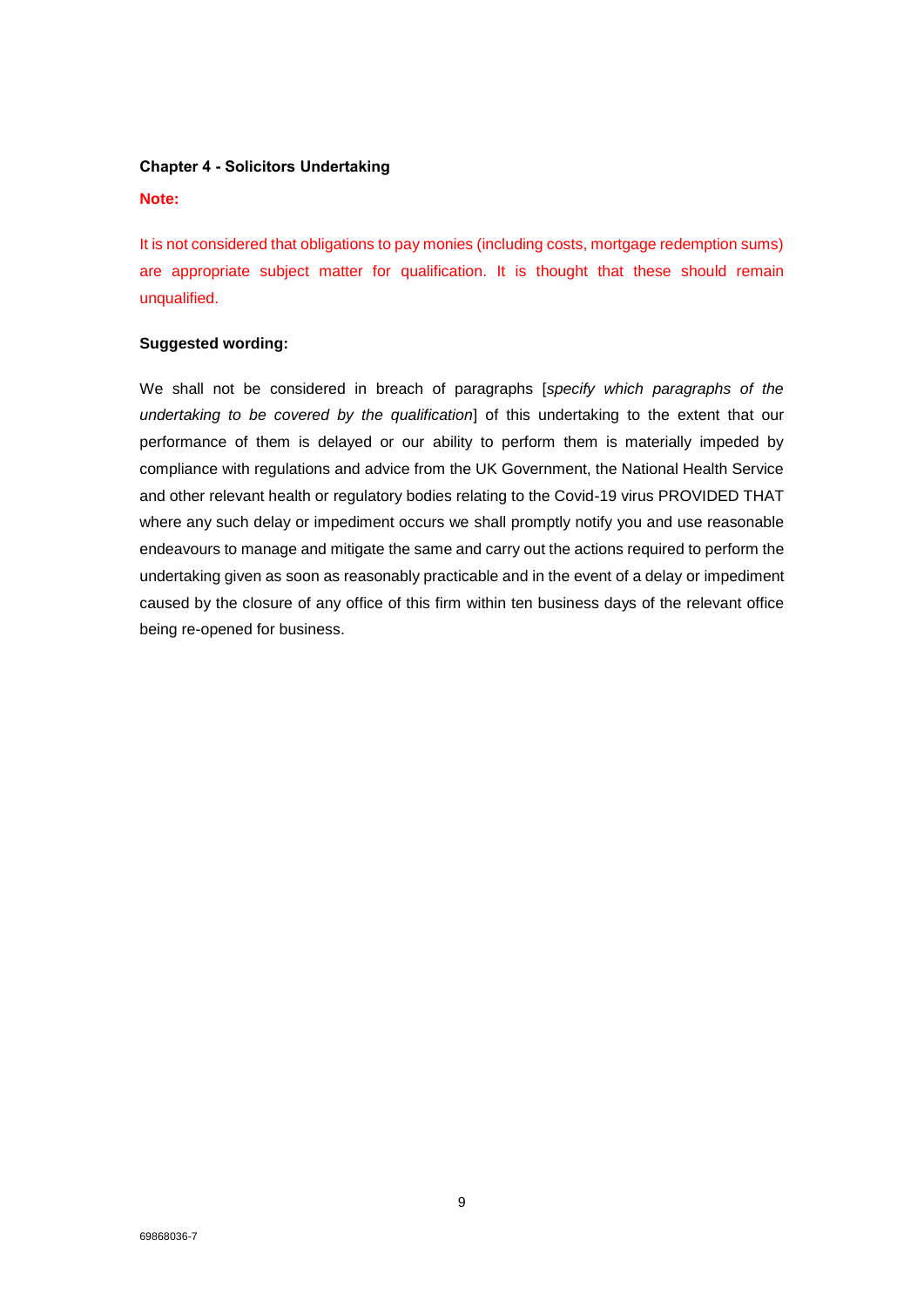**Chapter 4 - Solicitors Undertaking**

**Note:**

It is not considered that obligations to pay monies (including costs, mortgage redemption sums) are appropriate subject matter for qualification. It is thought that these should remain unqualified.

**Suggested wording:**

We shall not be considered in breach of paragraphs [*specify which paragraphs of the undertaking to be covered by the qualification*] of this undertaking to the extent that our performance of them is delayed or our ability to perform them is materially impeded by compliance with regulations and advice from the UK Government, the National Health Service and other relevant health or regulatory bodies relating to the Covid-19 virus PROVIDED THAT where any such delay or impediment occurs we shall promptly notify you and use reasonable endeavours to manage and mitigate the same and carry out the actions required to perform the undertaking given as soon as reasonably practicable and in the event of a delay or impediment caused by the closure of any office of this firm within ten business days of the relevant office being re-opened for business.